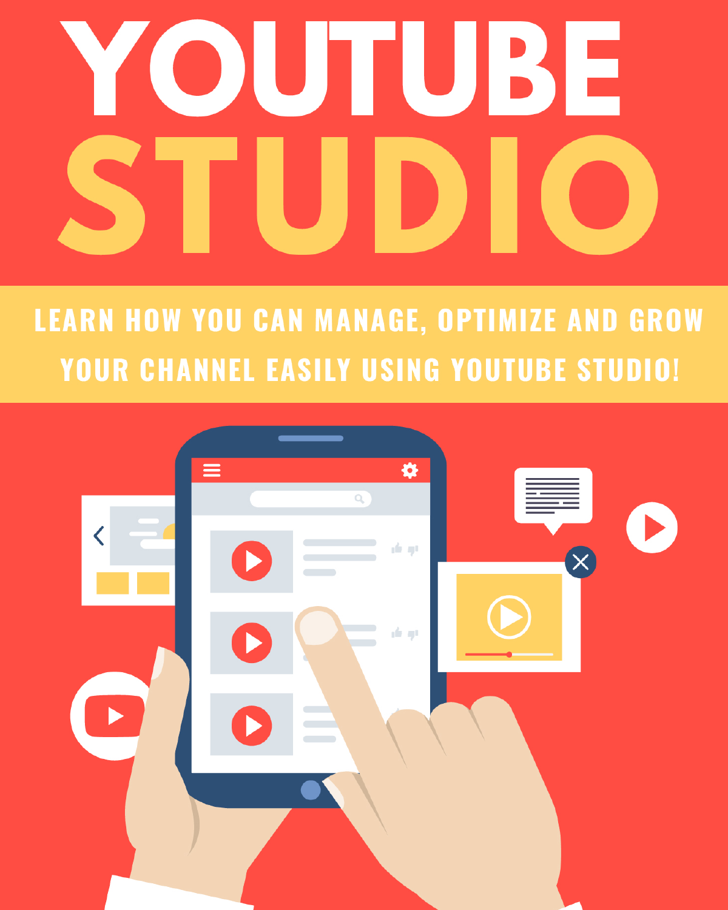# YOUTUBE STUDIO

LEARN HOW YOU CAN MANAGE, OPTIMIZE AND GROW YOUR CHANNEL EASILY USING YOUTUBE STUDIO!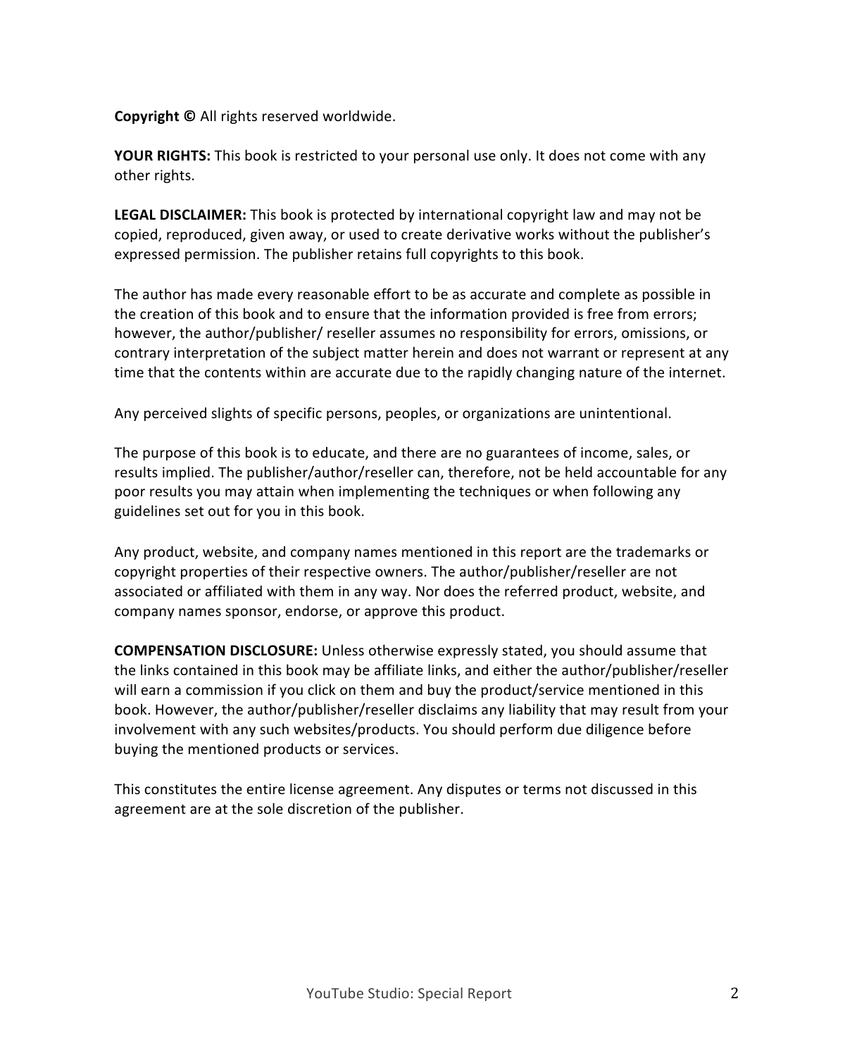**Copyright ©** All rights reserved worldwide.

**YOUR RIGHTS:** This book is restricted to your personal use only. It does not come with any other rights.

**LEGAL DISCLAIMER:** This book is protected by international copyright law and may not be copied, reproduced, given away, or used to create derivative works without the publisher's expressed permission. The publisher retains full copyrights to this book.

The author has made every reasonable effort to be as accurate and complete as possible in the creation of this book and to ensure that the information provided is free from errors; however, the author/publisher/ reseller assumes no responsibility for errors, omissions, or contrary interpretation of the subject matter herein and does not warrant or represent at any time that the contents within are accurate due to the rapidly changing nature of the internet.

Any perceived slights of specific persons, peoples, or organizations are unintentional.

The purpose of this book is to educate, and there are no guarantees of income, sales, or results implied. The publisher/author/reseller can, therefore, not be held accountable for any poor results you may attain when implementing the techniques or when following any guidelines set out for you in this book.

Any product, website, and company names mentioned in this report are the trademarks or copyright properties of their respective owners. The author/publisher/reseller are not associated or affiliated with them in any way. Nor does the referred product, website, and company names sponsor, endorse, or approve this product.

**COMPENSATION DISCLOSURE:** Unless otherwise expressly stated, you should assume that the links contained in this book may be affiliate links, and either the author/publisher/reseller will earn a commission if you click on them and buy the product/service mentioned in this book. However, the author/publisher/reseller disclaims any liability that may result from your involvement with any such websites/products. You should perform due diligence before buying the mentioned products or services.

This constitutes the entire license agreement. Any disputes or terms not discussed in this agreement are at the sole discretion of the publisher.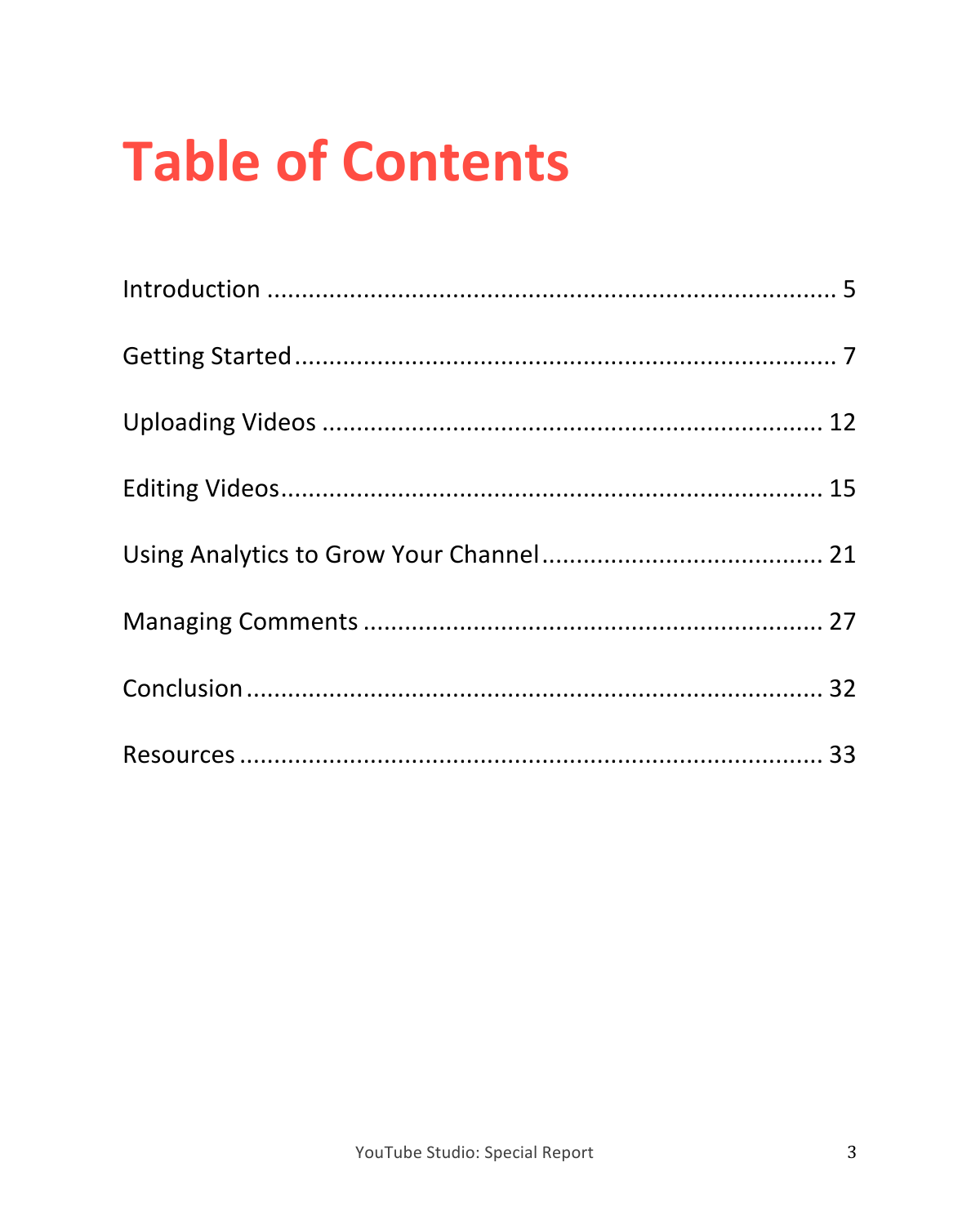# Table of Contents

Introduction ........................................................................ 5

Getting Started ..................................................................... 7

Uploading Videos ................................................................. 12

Editing Videos ...................................................................... 15

Using Analytics to Grow Your Channel ........................................ 21

Managing Comments ............................................................. 27

Conclusion ........................................................................... 32

Resources ............................................................................ 33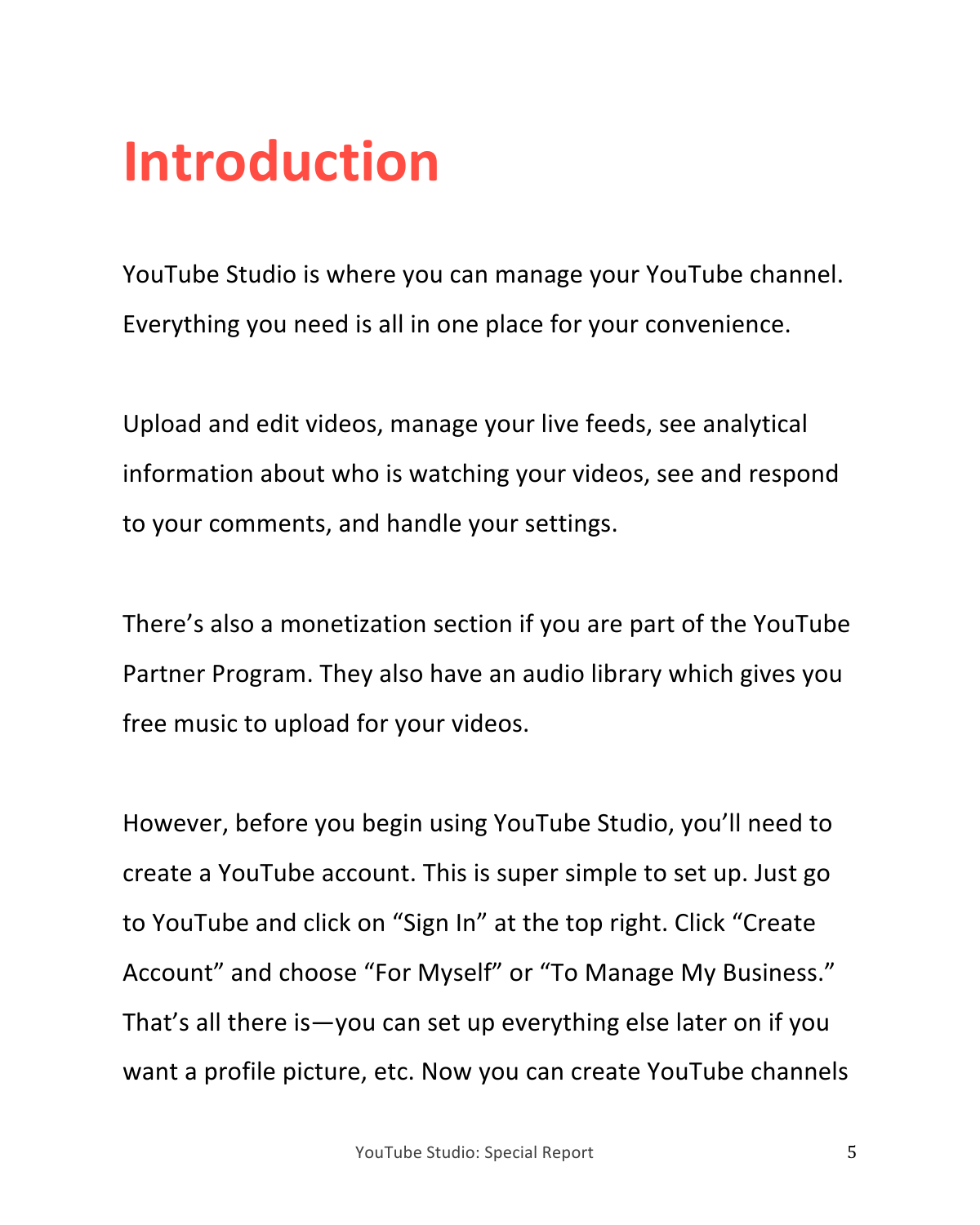# Introduction

YouTube Studio is where you can manage your YouTube channel. Everything you need is all in one place for your convenience.

Upload and edit videos, manage your live feeds, see analytical information about who is watching your videos, see and respond to your comments, and handle your settings.

There's also a monetization section if you are part of the YouTube Partner Program. They also have an audio library which gives you free music to upload for your videos.

However, before you begin using YouTube Studio, you'll need to create a YouTube account. This is super simple to set up. Just go to YouTube and click on "Sign In" at the top right. Click "Create Account" and choose "For Myself" or "To Manage My Business." That's all there is—you can set up everything else later on if you want a profile picture, etc. Now you can create YouTube channels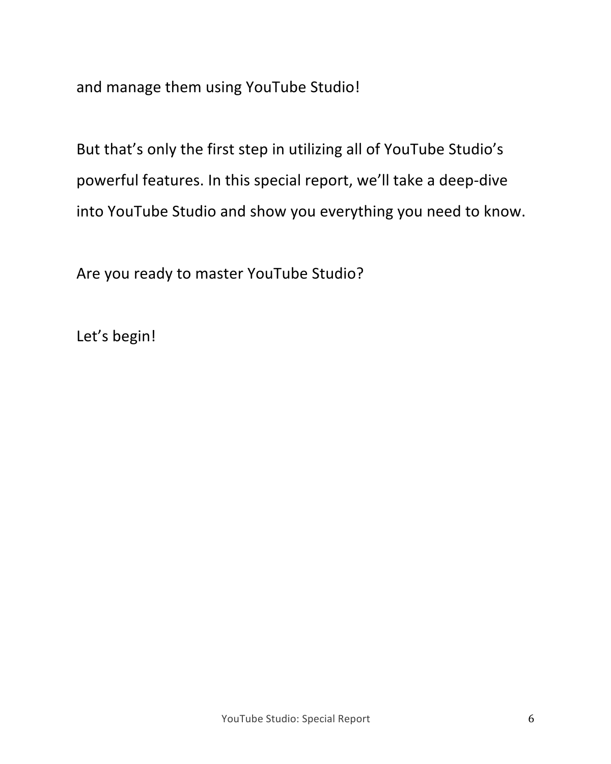and manage them using YouTube Studio!

But that’s only the first step in utilizing all of YouTube Studio’s powerful features. In this special report, we’ll take a deep-dive into YouTube Studio and show you everything you need to know.

Are you ready to master YouTube Studio?

Let’s begin!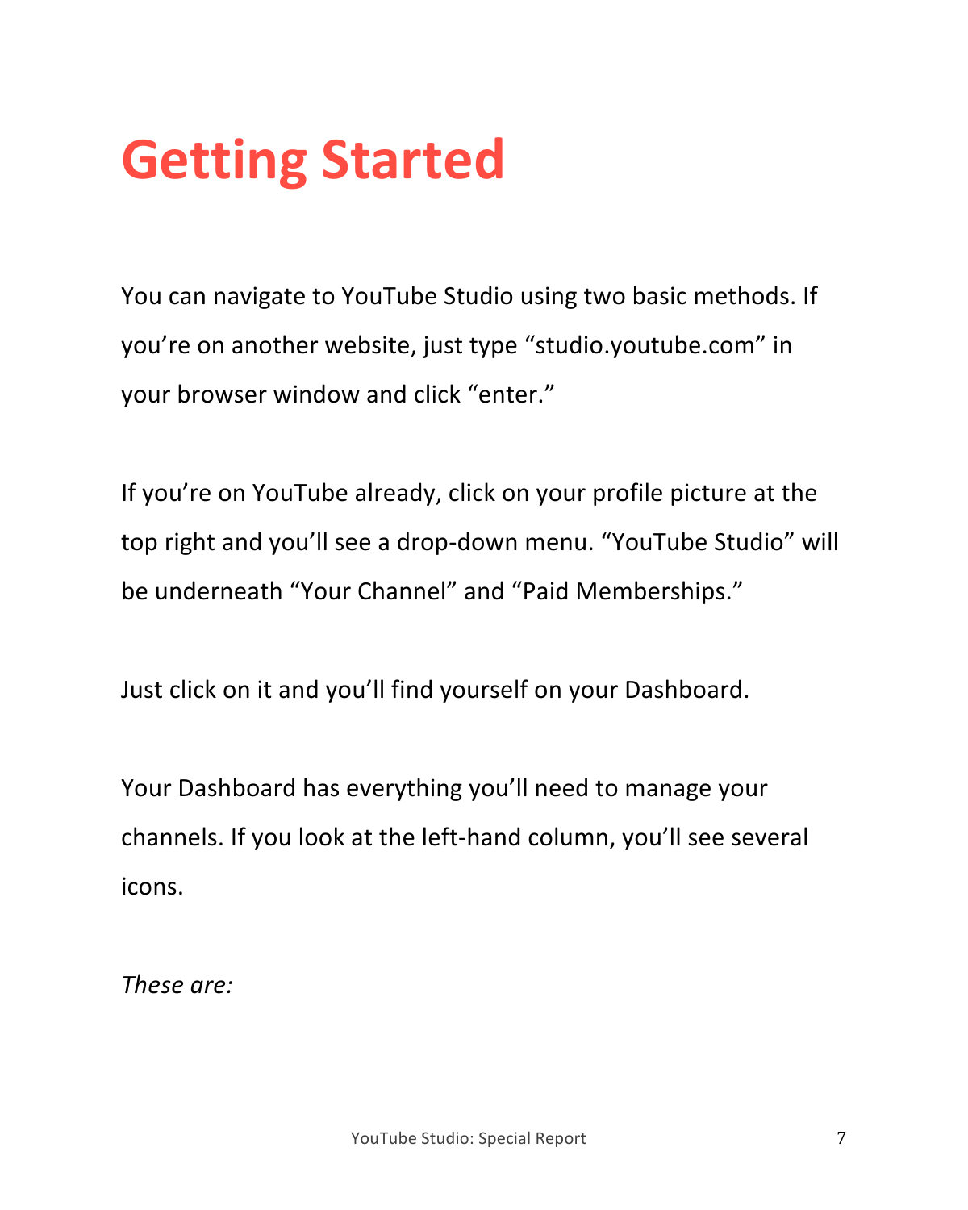# Getting Started

You can navigate to YouTube Studio using two basic methods. If you're on another website, just type "studio.youtube.com" in your browser window and click "enter."

If you're on YouTube already, click on your profile picture at the top right and you'll see a drop-down menu. "YouTube Studio" will be underneath "Your Channel" and "Paid Memberships."

Just click on it and you'll find yourself on your Dashboard.

Your Dashboard has everything you'll need to manage your channels. If you look at the left-hand column, you'll see several icons.

*These are:*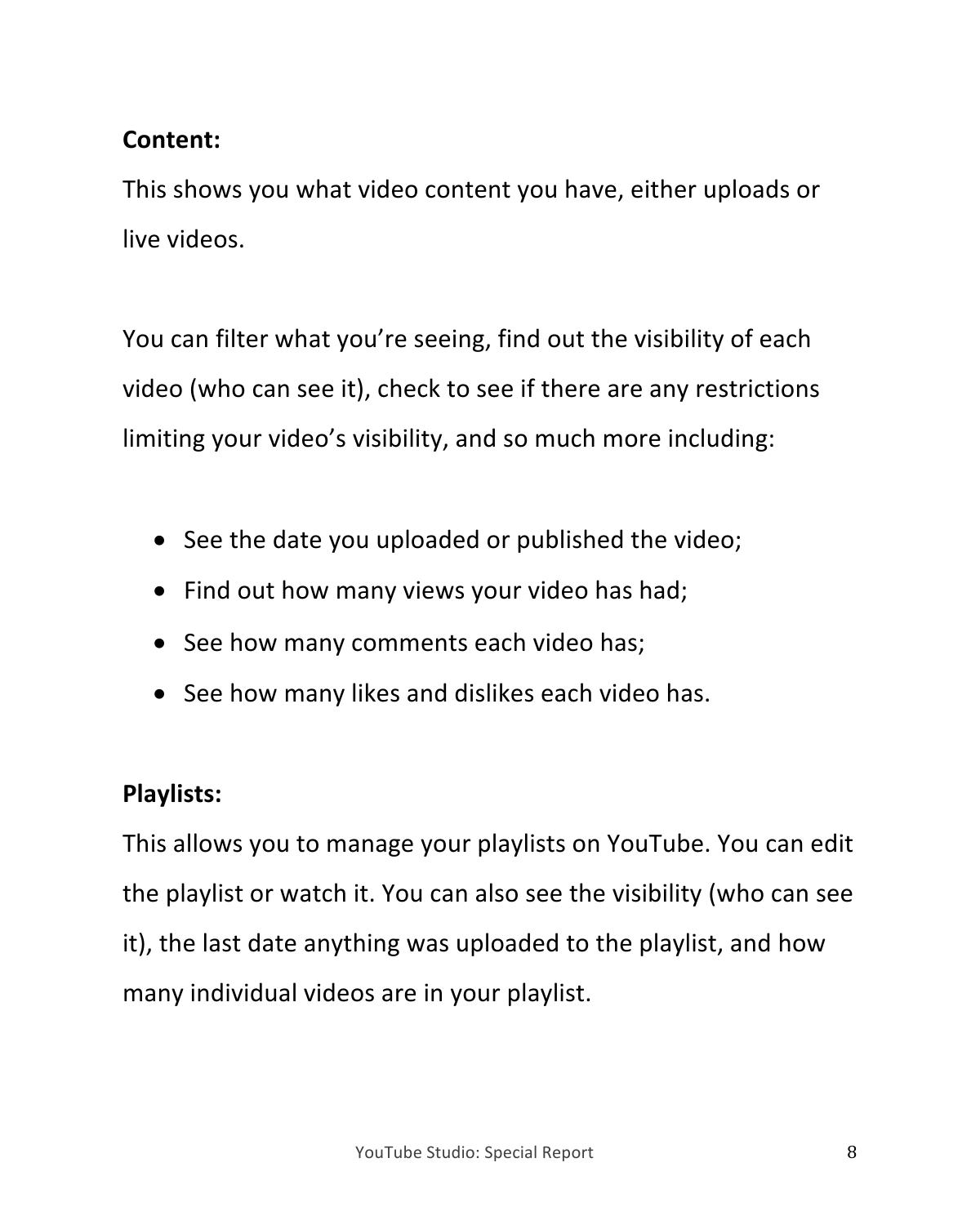**Content:**

This shows you what video content you have, either uploads or live videos.

You can filter what you're seeing, find out the visibility of each video (who can see it), check to see if there are any restrictions limiting your video's visibility, and so much more including:

- See the date you uploaded or published the video;
- Find out how many views your video has had;
- See how many comments each video has;
- See how many likes and dislikes each video has.

**Playlists:**

This allows you to manage your playlists on YouTube. You can edit the playlist or watch it. You can also see the visibility (who can see it), the last date anything was uploaded to the playlist, and how many individual videos are in your playlist.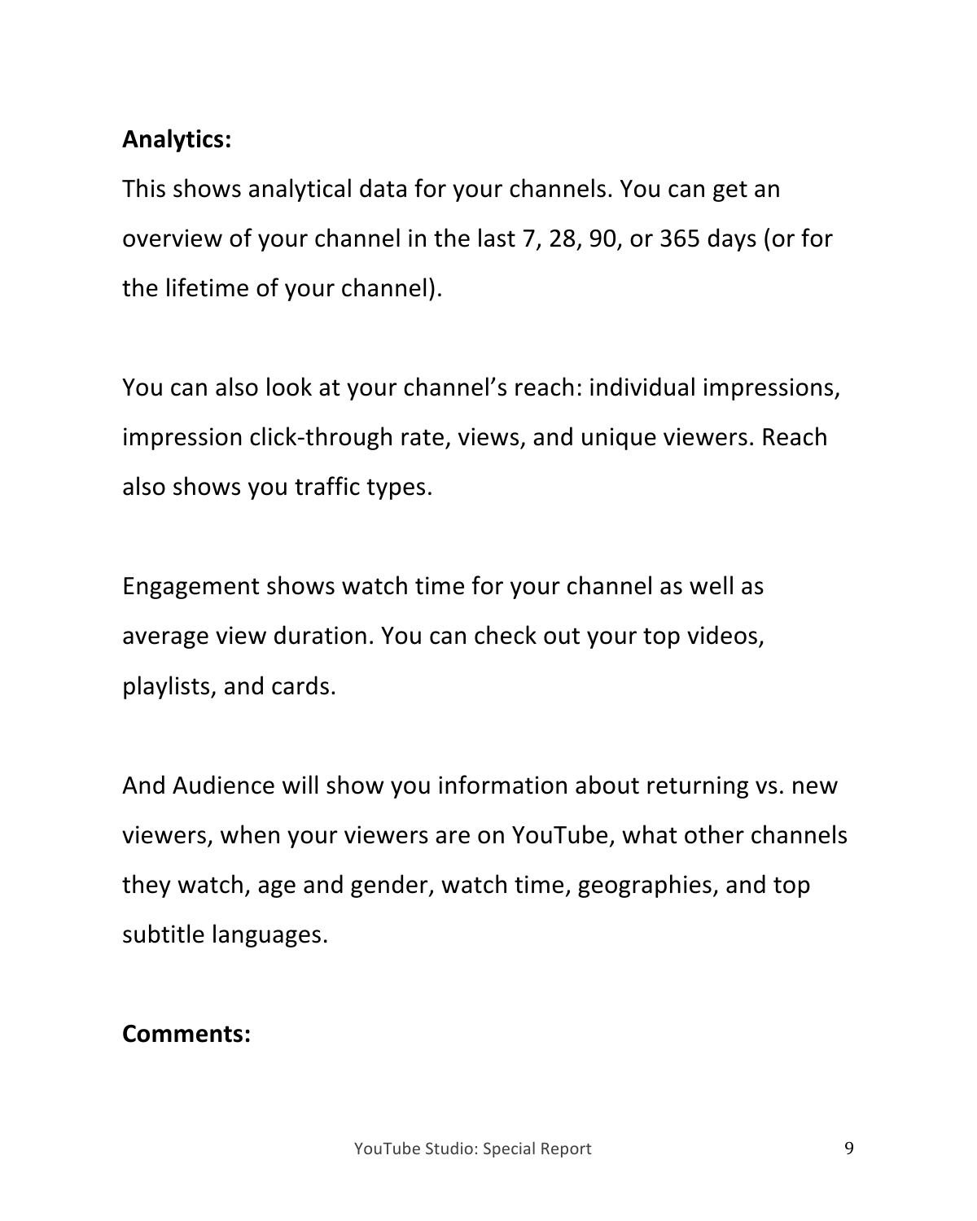**Analytics:**

This shows analytical data for your channels. You can get an overview of your channel in the last 7, 28, 90, or 365 days (or for the lifetime of your channel).

You can also look at your channel's reach: individual impressions, impression click-through rate, views, and unique viewers. Reach also shows you traffic types.

Engagement shows watch time for your channel as well as average view duration. You can check out your top videos, playlists, and cards.

And Audience will show you information about returning vs. new viewers, when your viewers are on YouTube, what other channels they watch, age and gender, watch time, geographies, and top subtitle languages.

**Comments:**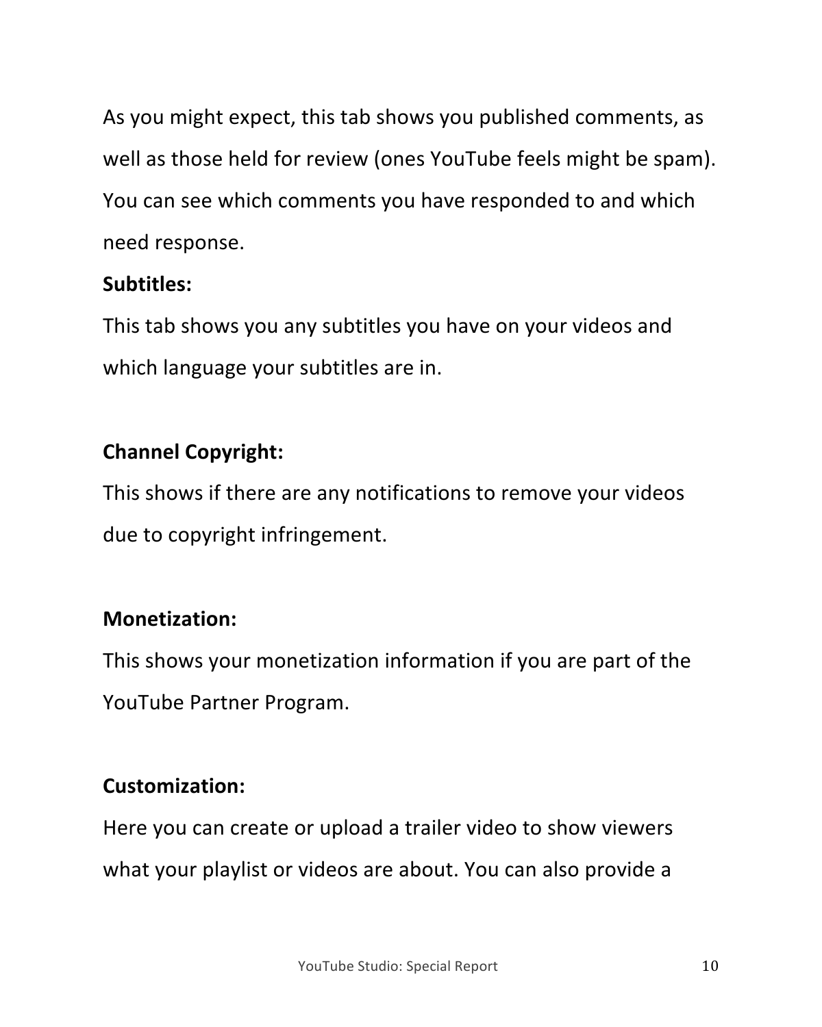As you might expect, this tab shows you published comments, as well as those held for review (ones YouTube feels might be spam). You can see which comments you have responded to and which need response.

**Subtitles:**

This tab shows you any subtitles you have on your videos and which language your subtitles are in.

**Channel Copyright:**

This shows if there are any notifications to remove your videos due to copyright infringement.

**Monetization:**

This shows your monetization information if you are part of the YouTube Partner Program.

**Customization:**

Here you can create or upload a trailer video to show viewers what your playlist or videos are about. You can also provide a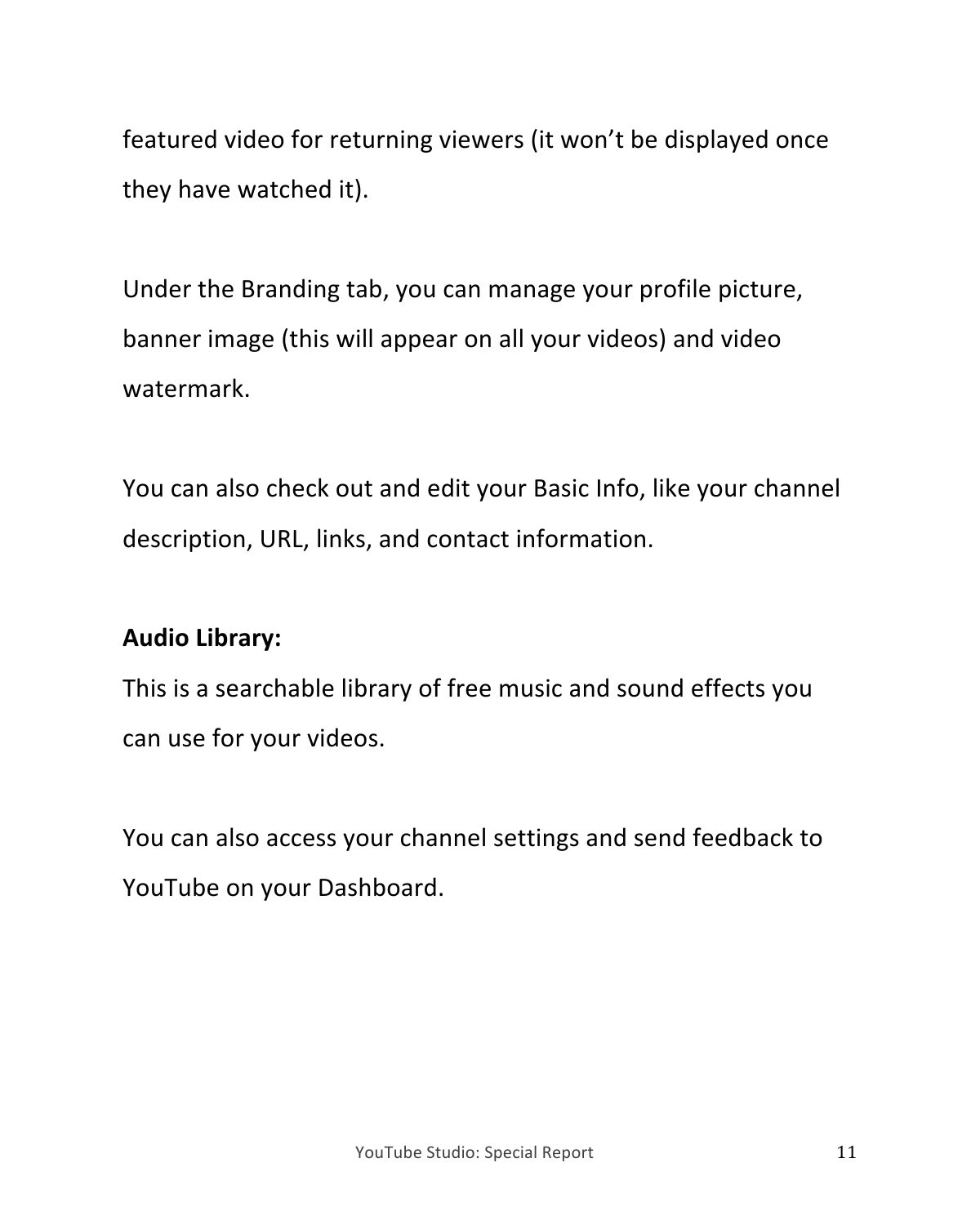featured video for returning viewers (it won't be displayed once they have watched it).

Under the Branding tab, you can manage your profile picture, banner image (this will appear on all your videos) and video watermark.

You can also check out and edit your Basic Info, like your channel description, URL, links, and contact information.

**Audio Library:**

This is a searchable library of free music and sound effects you can use for your videos.

You can also access your channel settings and send feedback to YouTube on your Dashboard.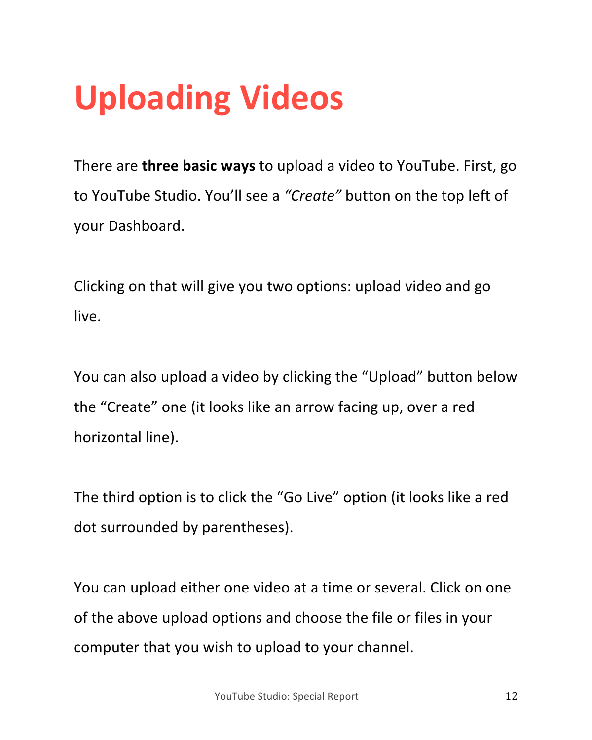# Uploading Videos

There are **three basic ways** to upload a video to YouTube. First, go to YouTube Studio. You'll see a *"Create"* button on the top left of your Dashboard.

Clicking on that will give you two options: upload video and go live.

You can also upload a video by clicking the "Upload" button below the "Create" one (it looks like an arrow facing up, over a red horizontal line).

The third option is to click the "Go Live" option (it looks like a red dot surrounded by parentheses).

You can upload either one video at a time or several. Click on one of the above upload options and choose the file or files in your computer that you wish to upload to your channel.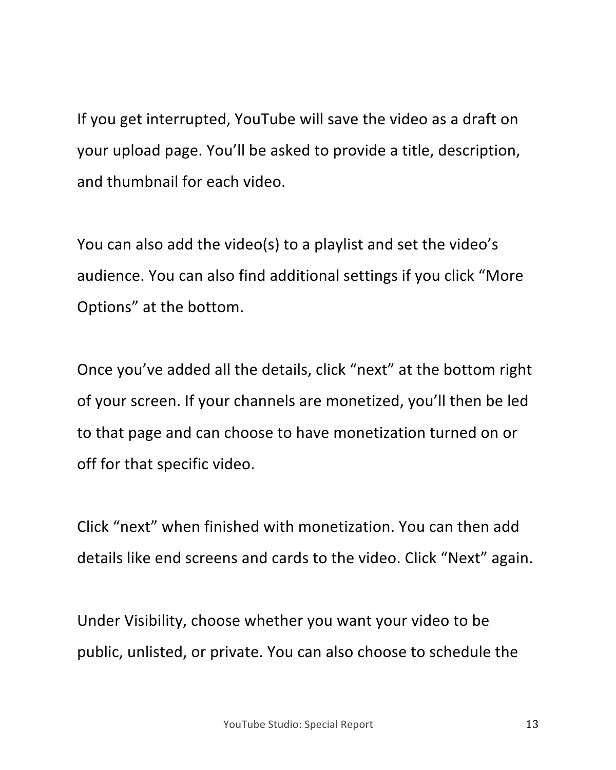If you get interrupted, YouTube will save the video as a draft on your upload page. You'll be asked to provide a title, description, and thumbnail for each video.

You can also add the video(s) to a playlist and set the video's audience. You can also find additional settings if you click "More Options" at the bottom.

Once you've added all the details, click "next" at the bottom right of your screen. If your channels are monetized, you'll then be led to that page and can choose to have monetization turned on or off for that specific video.

Click "next" when finished with monetization. You can then add details like end screens and cards to the video. Click "Next" again.

Under Visibility, choose whether you want your video to be public, unlisted, or private. You can also choose to schedule the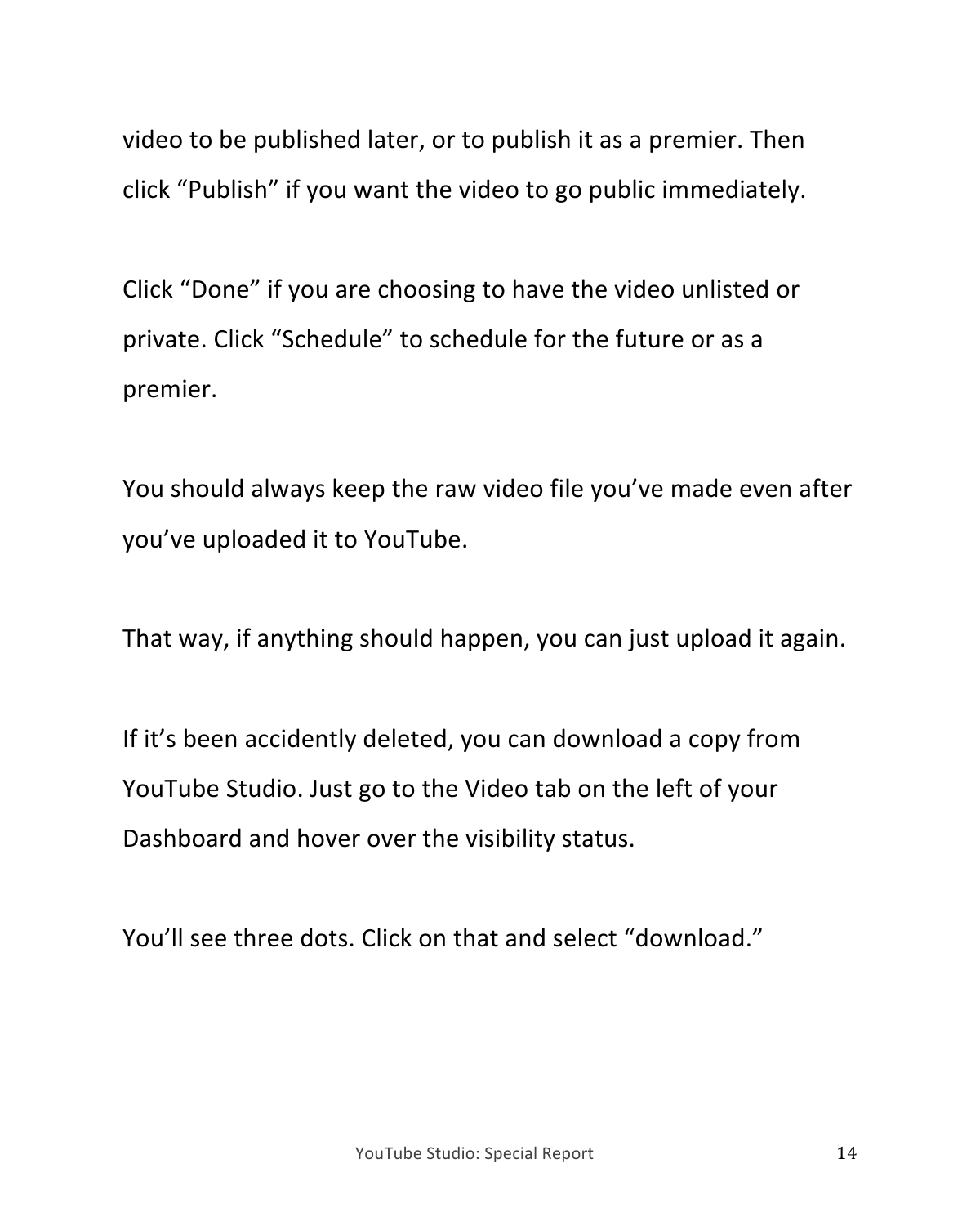video to be published later, or to publish it as a premier. Then click “Publish” if you want the video to go public immediately.

Click “Done” if you are choosing to have the video unlisted or private. Click “Schedule” to schedule for the future or as a premier.

You should always keep the raw video file you’ve made even after you’ve uploaded it to YouTube.

That way, if anything should happen, you can just upload it again.

If it’s been accidently deleted, you can download a copy from YouTube Studio. Just go to the Video tab on the left of your Dashboard and hover over the visibility status.

You’ll see three dots. Click on that and select “download.”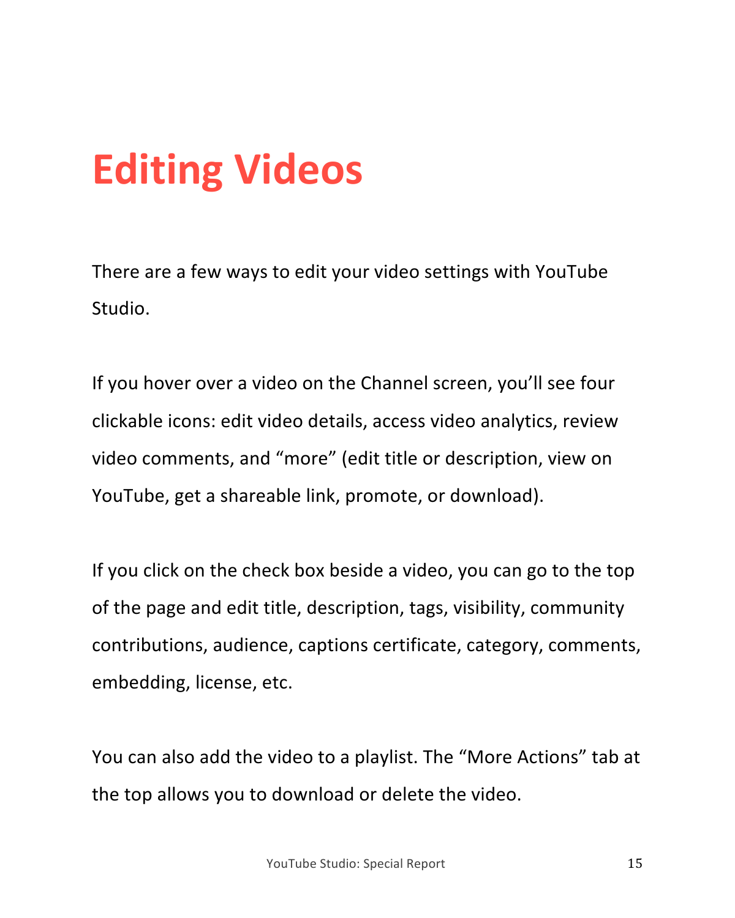# Editing Videos

There are a few ways to edit your video settings with YouTube Studio.

If you hover over a video on the Channel screen, you'll see four clickable icons: edit video details, access video analytics, review video comments, and "more" (edit title or description, view on YouTube, get a shareable link, promote, or download).

If you click on the check box beside a video, you can go to the top of the page and edit title, description, tags, visibility, community contributions, audience, captions certificate, category, comments, embedding, license, etc.

You can also add the video to a playlist. The "More Actions" tab at the top allows you to download or delete the video.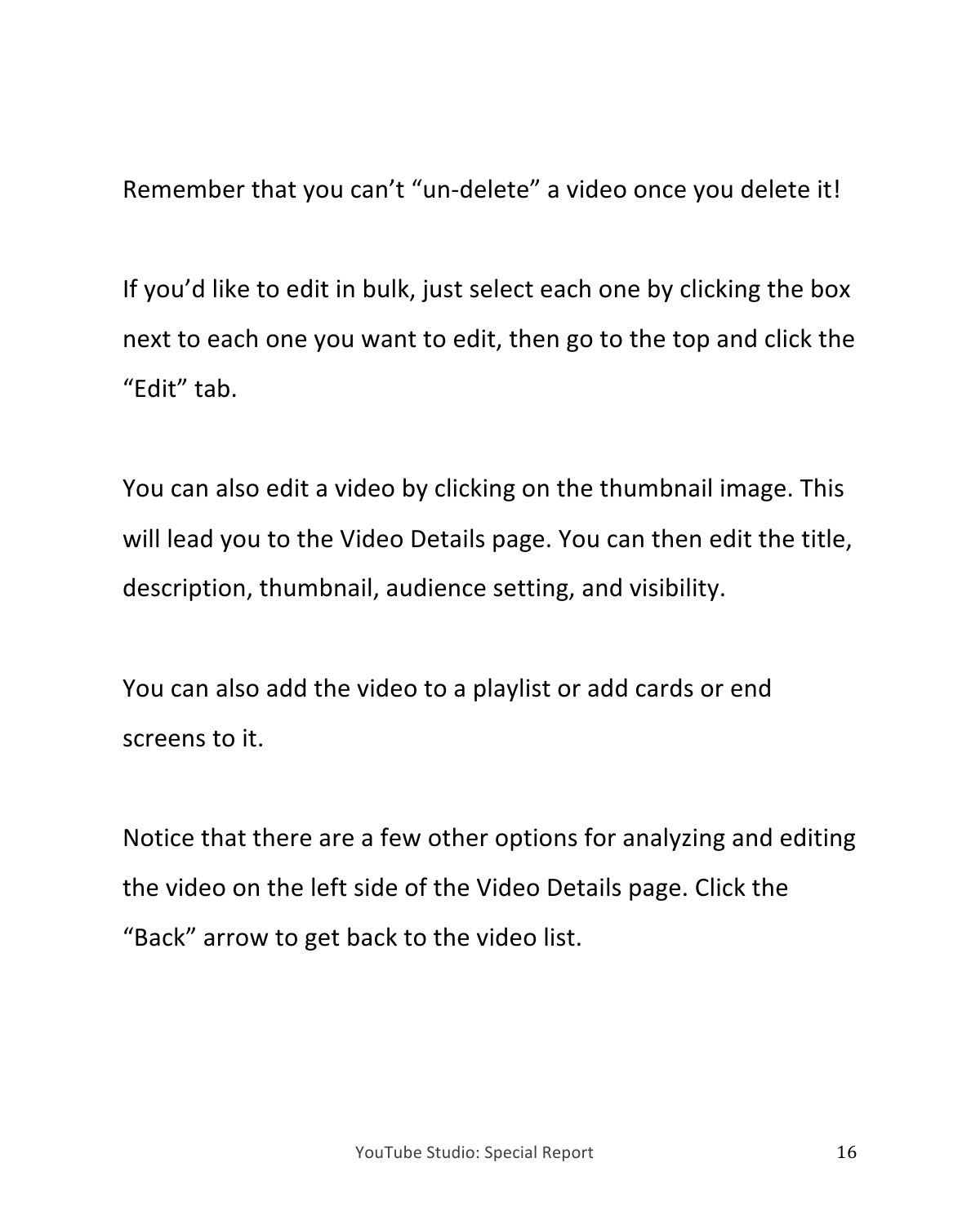Remember that you can't "un-delete" a video once you delete it!

If you'd like to edit in bulk, just select each one by clicking the box next to each one you want to edit, then go to the top and click the "Edit" tab.

You can also edit a video by clicking on the thumbnail image. This will lead you to the Video Details page. You can then edit the title, description, thumbnail, audience setting, and visibility.

You can also add the video to a playlist or add cards or end screens to it.

Notice that there are a few other options for analyzing and editing the video on the left side of the Video Details page. Click the "Back" arrow to get back to the video list.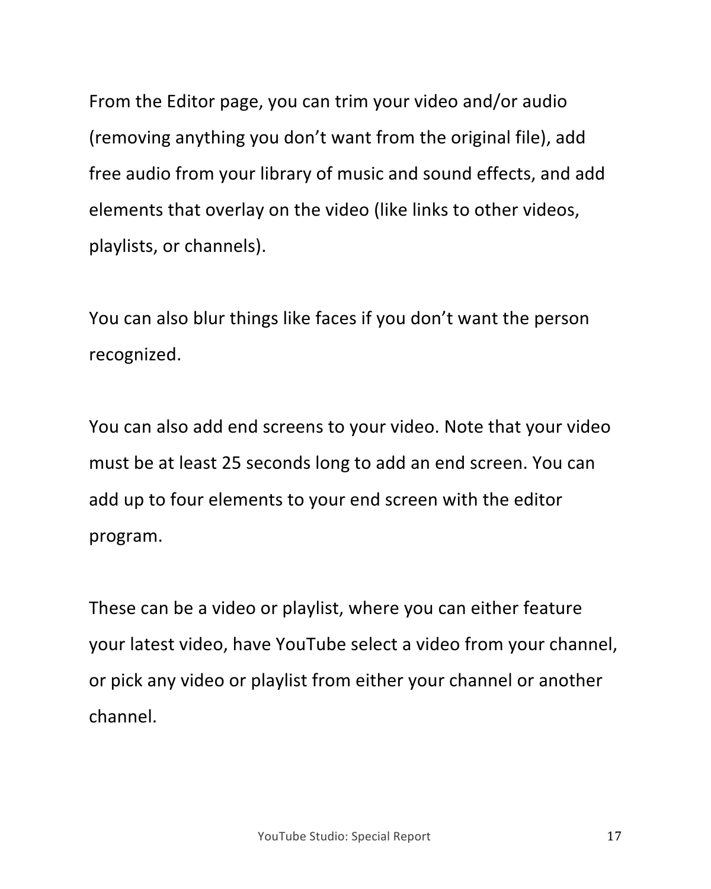From the Editor page, you can trim your video and/or audio (removing anything you don't want from the original file), add free audio from your library of music and sound effects, and add elements that overlay on the video (like links to other videos, playlists, or channels).

You can also blur things like faces if you don't want the person recognized.

You can also add end screens to your video. Note that your video must be at least 25 seconds long to add an end screen. You can add up to four elements to your end screen with the editor program.

These can be a video or playlist, where you can either feature your latest video, have YouTube select a video from your channel, or pick any video or playlist from either your channel or another channel.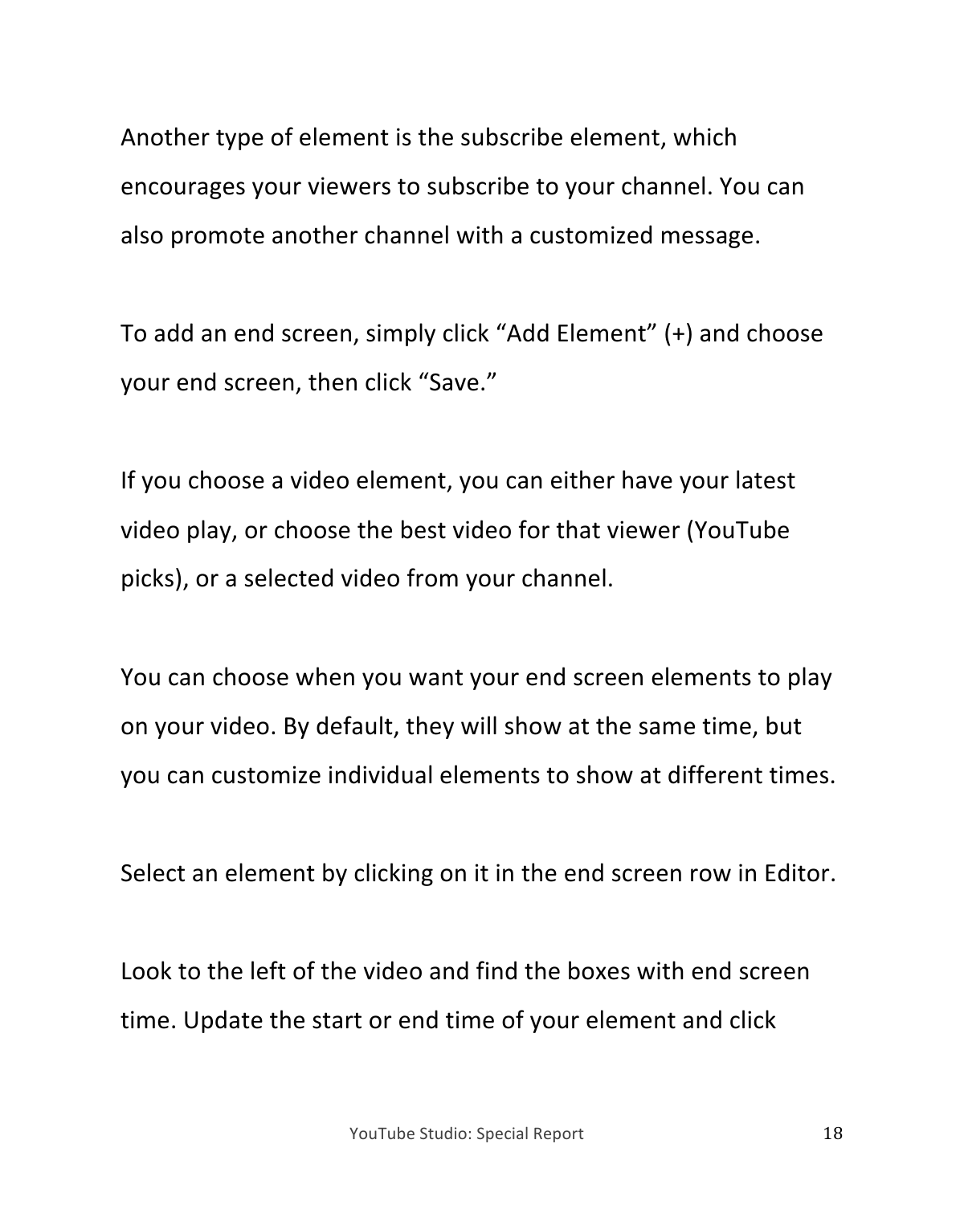Another type of element is the subscribe element, which encourages your viewers to subscribe to your channel. You can also promote another channel with a customized message.

To add an end screen, simply click "Add Element" (+) and choose your end screen, then click "Save."

If you choose a video element, you can either have your latest video play, or choose the best video for that viewer (YouTube picks), or a selected video from your channel.

You can choose when you want your end screen elements to play on your video. By default, they will show at the same time, but you can customize individual elements to show at different times.

Select an element by clicking on it in the end screen row in Editor.

Look to the left of the video and find the boxes with end screen time. Update the start or end time of your element and click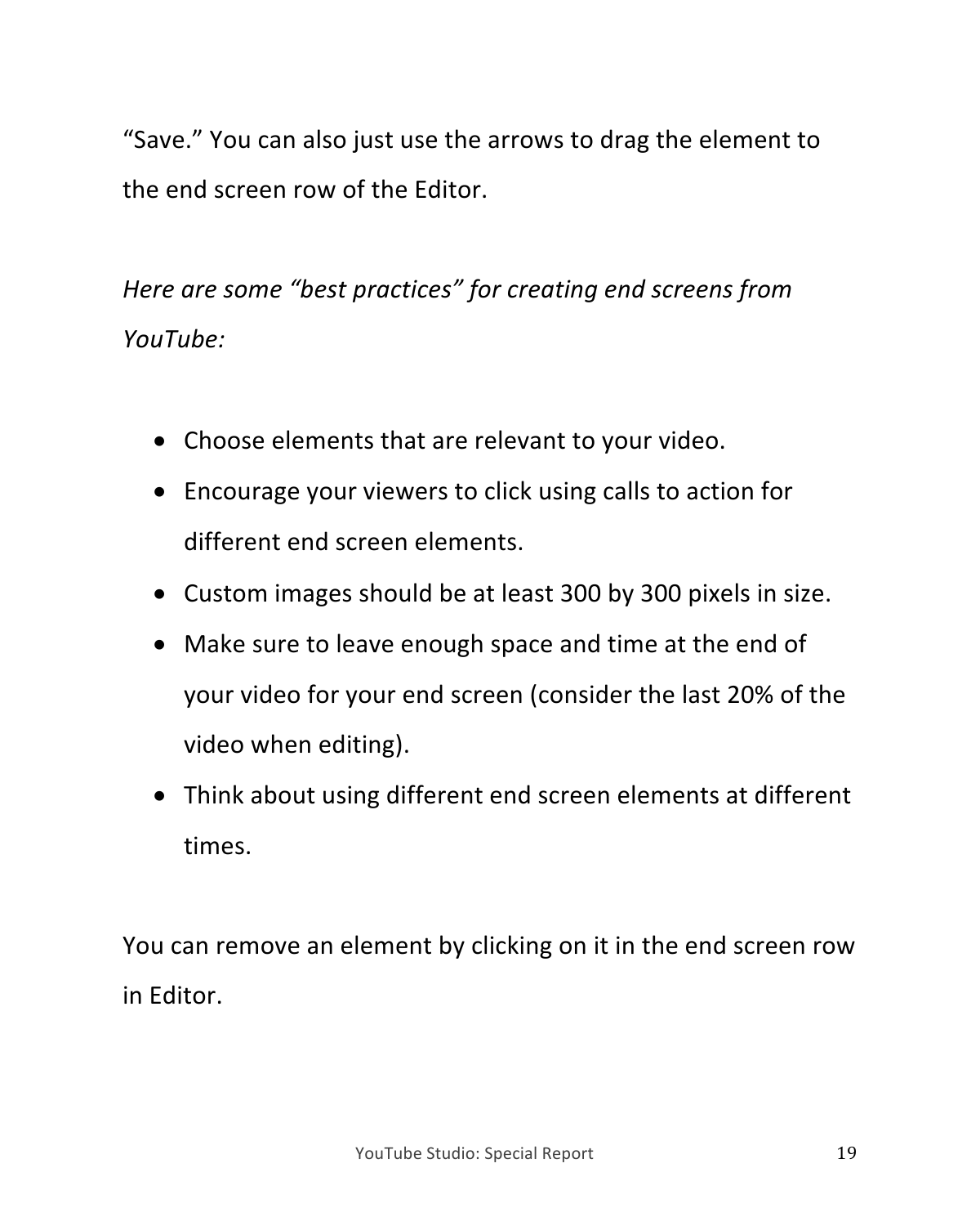"Save." You can also just use the arrows to drag the element to the end screen row of the Editor.

*Here are some "best practices" for creating end screens from YouTube:*

- Choose elements that are relevant to your video.
- Encourage your viewers to click using calls to action for different end screen elements.
- Custom images should be at least 300 by 300 pixels in size.
- Make sure to leave enough space and time at the end of your video for your end screen (consider the last 20% of the video when editing).
- Think about using different end screen elements at different times.

You can remove an element by clicking on it in the end screen row in Editor.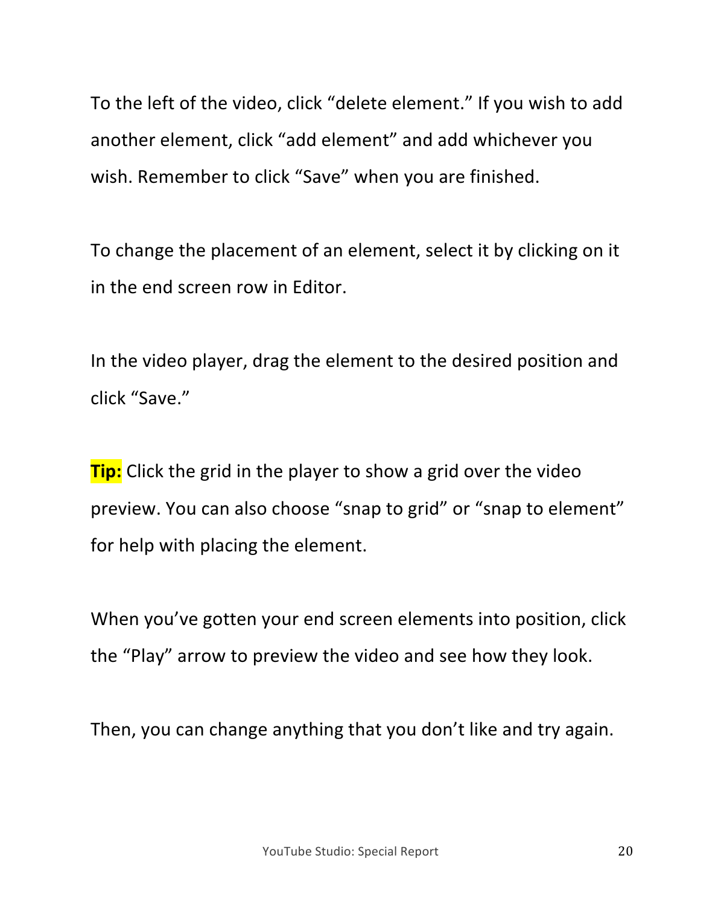To the left of the video, click “delete element.” If you wish to add another element, click “add element” and add whichever you wish. Remember to click “Save” when you are finished.

To change the placement of an element, select it by clicking on it in the end screen row in Editor.

In the video player, drag the element to the desired position and click “Save.”

**Tip:** Click the grid in the player to show a grid over the video preview. You can also choose “snap to grid” or “snap to element” for help with placing the element.

When you’ve gotten your end screen elements into position, click the “Play” arrow to preview the video and see how they look.

Then, you can change anything that you don’t like and try again.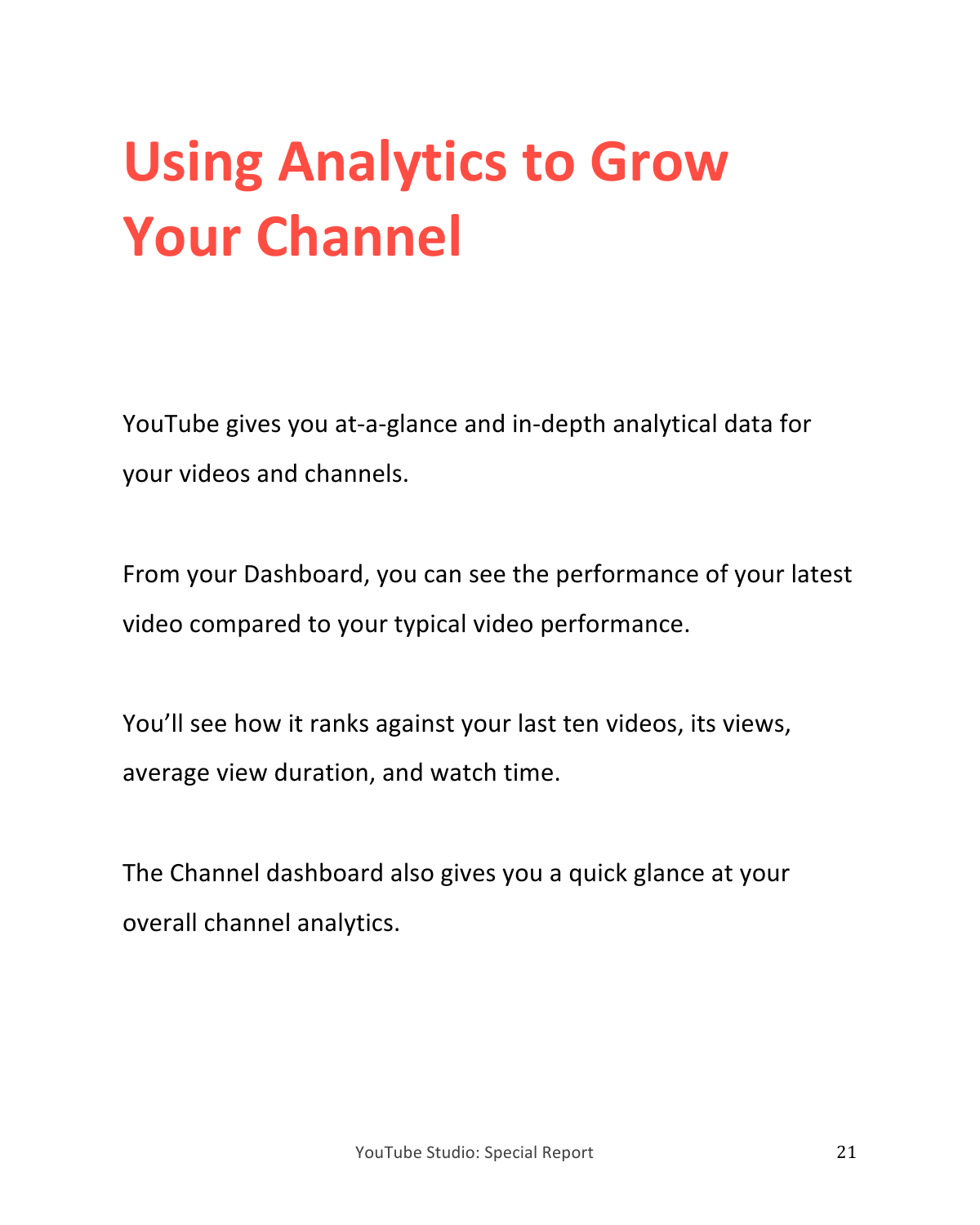# Using Analytics to Grow Your Channel

YouTube gives you at-a-glance and in-depth analytical data for your videos and channels.

From your Dashboard, you can see the performance of your latest video compared to your typical video performance.

You'll see how it ranks against your last ten videos, its views, average view duration, and watch time.

The Channel dashboard also gives you a quick glance at your overall channel analytics.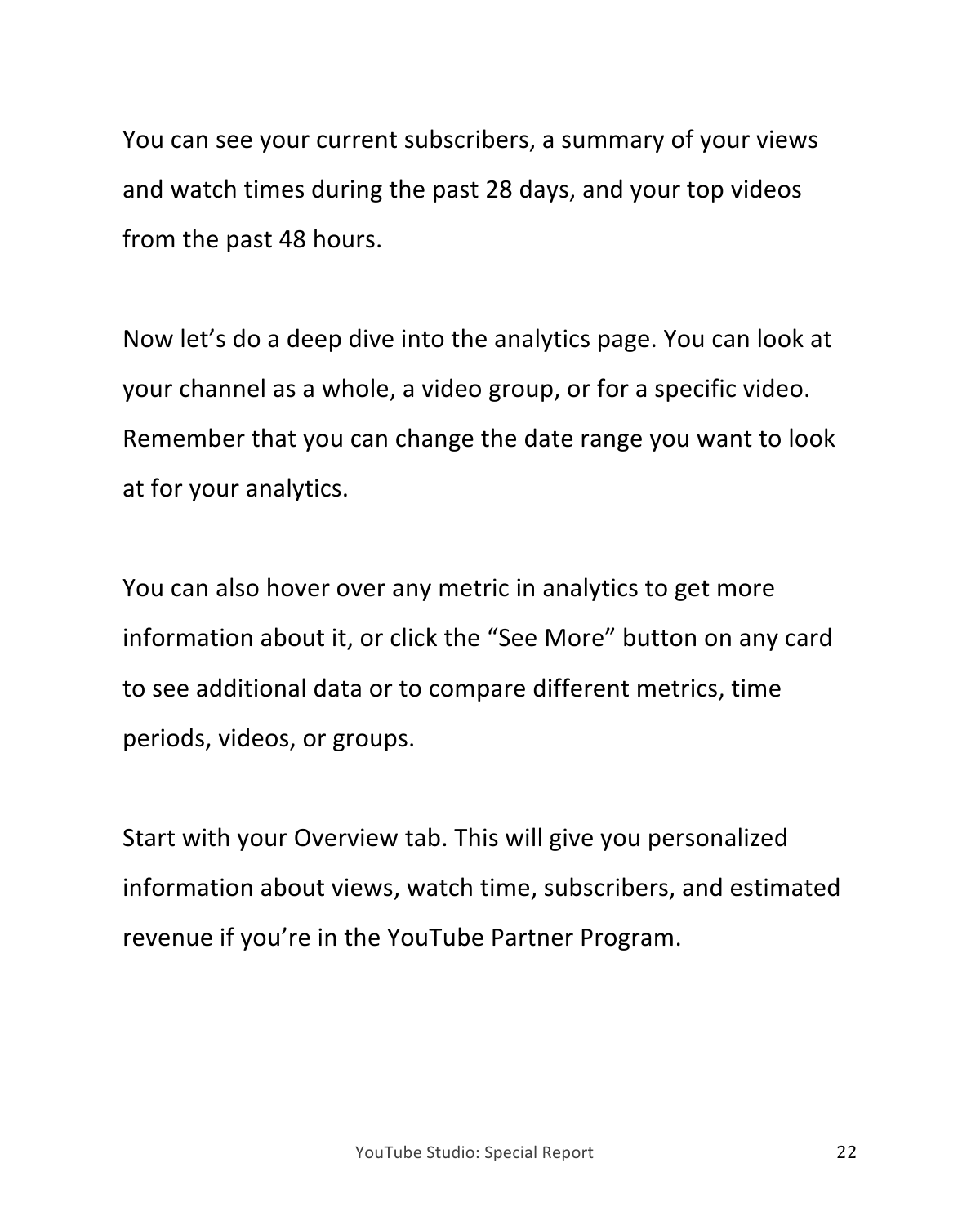You can see your current subscribers, a summary of your views and watch times during the past 28 days, and your top videos from the past 48 hours.

Now let's do a deep dive into the analytics page. You can look at your channel as a whole, a video group, or for a specific video. Remember that you can change the date range you want to look at for your analytics.

You can also hover over any metric in analytics to get more information about it, or click the "See More" button on any card to see additional data or to compare different metrics, time periods, videos, or groups.

Start with your Overview tab. This will give you personalized information about views, watch time, subscribers, and estimated revenue if you're in the YouTube Partner Program.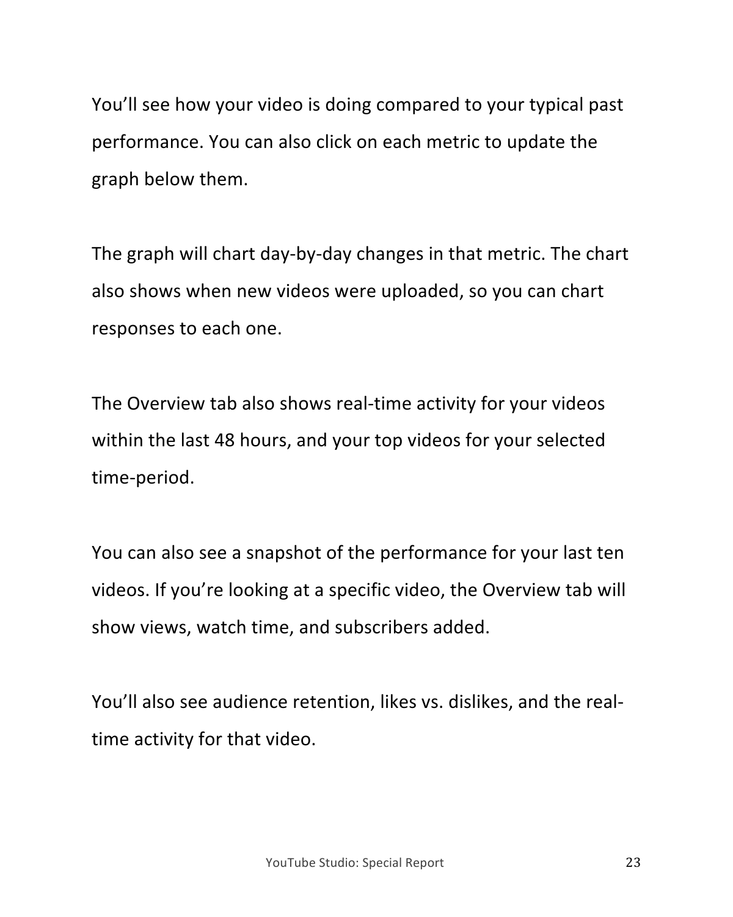You'll see how your video is doing compared to your typical past performance. You can also click on each metric to update the graph below them.

The graph will chart day-by-day changes in that metric. The chart also shows when new videos were uploaded, so you can chart responses to each one.

The Overview tab also shows real-time activity for your videos within the last 48 hours, and your top videos for your selected time-period.

You can also see a snapshot of the performance for your last ten videos. If you're looking at a specific video, the Overview tab will show views, watch time, and subscribers added.

You'll also see audience retention, likes vs. dislikes, and the real-time activity for that video.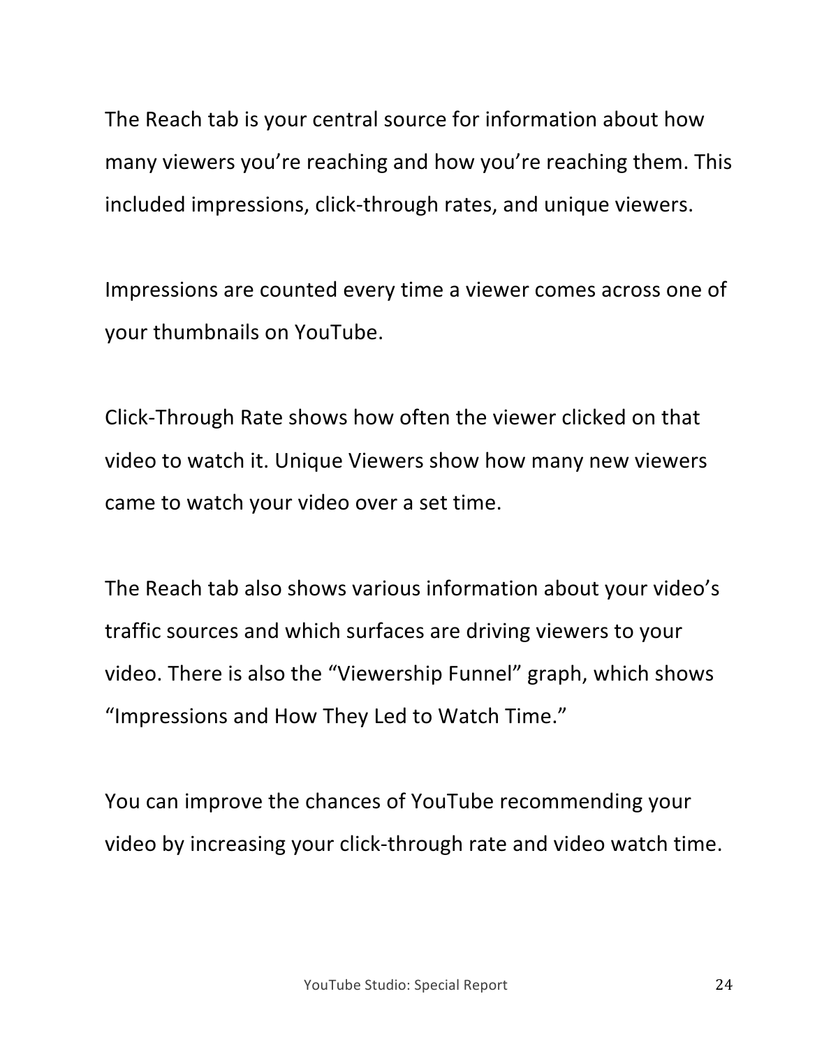The Reach tab is your central source for information about how many viewers you're reaching and how you're reaching them. This included impressions, click-through rates, and unique viewers.

Impressions are counted every time a viewer comes across one of your thumbnails on YouTube.

Click-Through Rate shows how often the viewer clicked on that video to watch it. Unique Viewers show how many new viewers came to watch your video over a set time.

The Reach tab also shows various information about your video's traffic sources and which surfaces are driving viewers to your video. There is also the "Viewership Funnel" graph, which shows "Impressions and How They Led to Watch Time."

You can improve the chances of YouTube recommending your video by increasing your click-through rate and video watch time.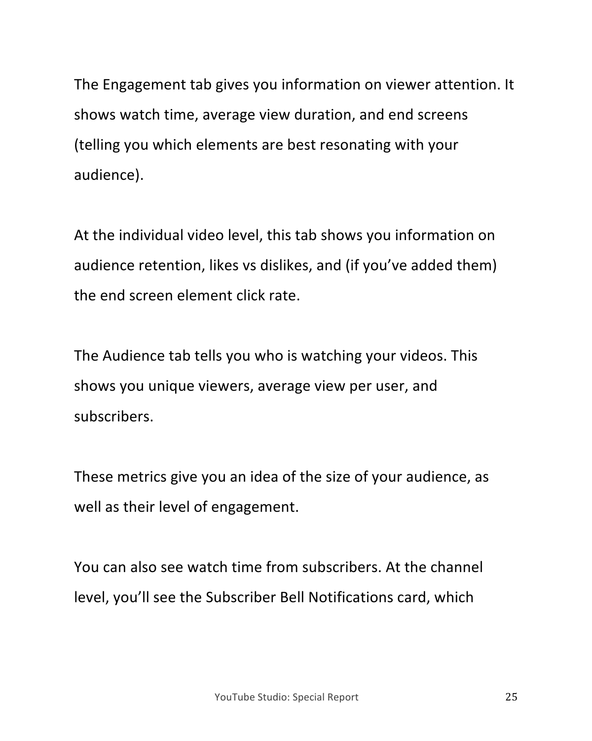The Engagement tab gives you information on viewer attention. It shows watch time, average view duration, and end screens (telling you which elements are best resonating with your audience).

At the individual video level, this tab shows you information on audience retention, likes vs dislikes, and (if you've added them) the end screen element click rate.

The Audience tab tells you who is watching your videos. This shows you unique viewers, average view per user, and subscribers.

These metrics give you an idea of the size of your audience, as well as their level of engagement.

You can also see watch time from subscribers. At the channel level, you'll see the Subscriber Bell Notifications card, which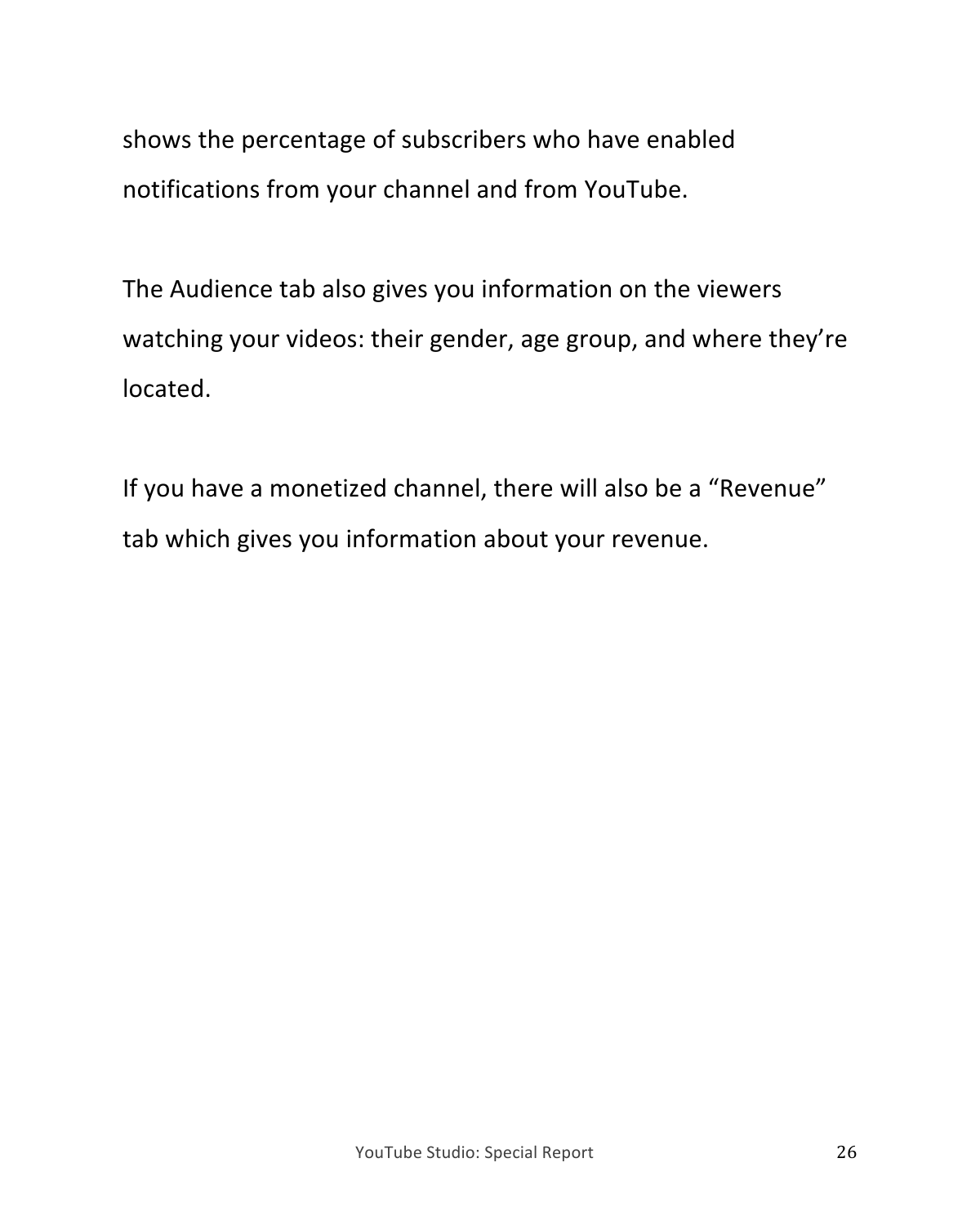shows the percentage of subscribers who have enabled notifications from your channel and from YouTube.

The Audience tab also gives you information on the viewers watching your videos: their gender, age group, and where they're located.

If you have a monetized channel, there will also be a "Revenue" tab which gives you information about your revenue.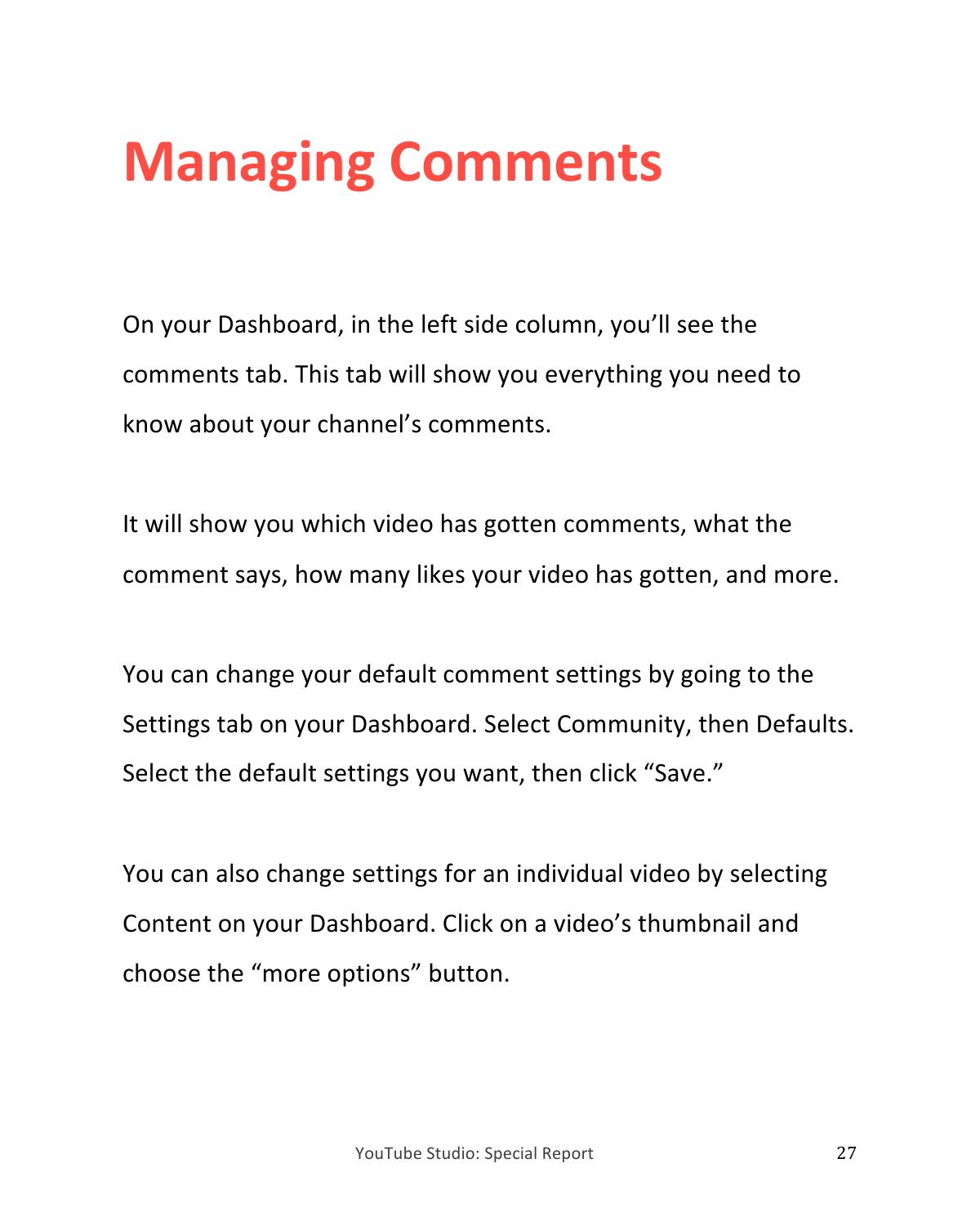# Managing Comments

On your Dashboard, in the left side column, you'll see the comments tab. This tab will show you everything you need to know about your channel's comments.

It will show you which video has gotten comments, what the comment says, how many likes your video has gotten, and more.

You can change your default comment settings by going to the Settings tab on your Dashboard. Select Community, then Defaults. Select the default settings you want, then click "Save."

You can also change settings for an individual video by selecting Content on your Dashboard. Click on a video's thumbnail and choose the "more options" button.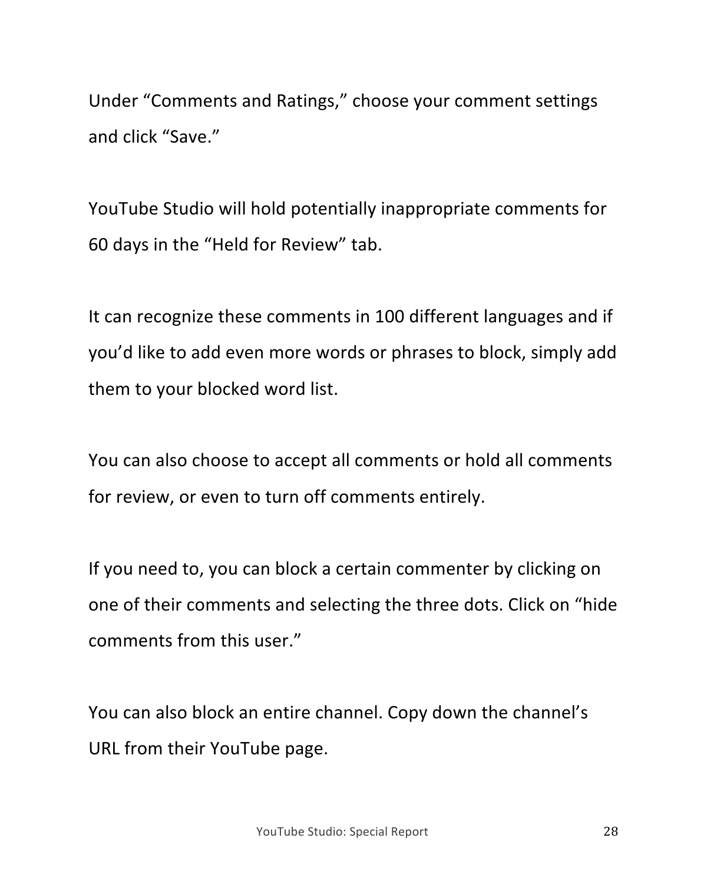Under “Comments and Ratings,” choose your comment settings and click “Save.”

YouTube Studio will hold potentially inappropriate comments for 60 days in the “Held for Review” tab.

It can recognize these comments in 100 different languages and if you’d like to add even more words or phrases to block, simply add them to your blocked word list.

You can also choose to accept all comments or hold all comments for review, or even to turn off comments entirely.

If you need to, you can block a certain commenter by clicking on one of their comments and selecting the three dots. Click on “hide comments from this user.”

You can also block an entire channel. Copy down the channel’s URL from their YouTube page.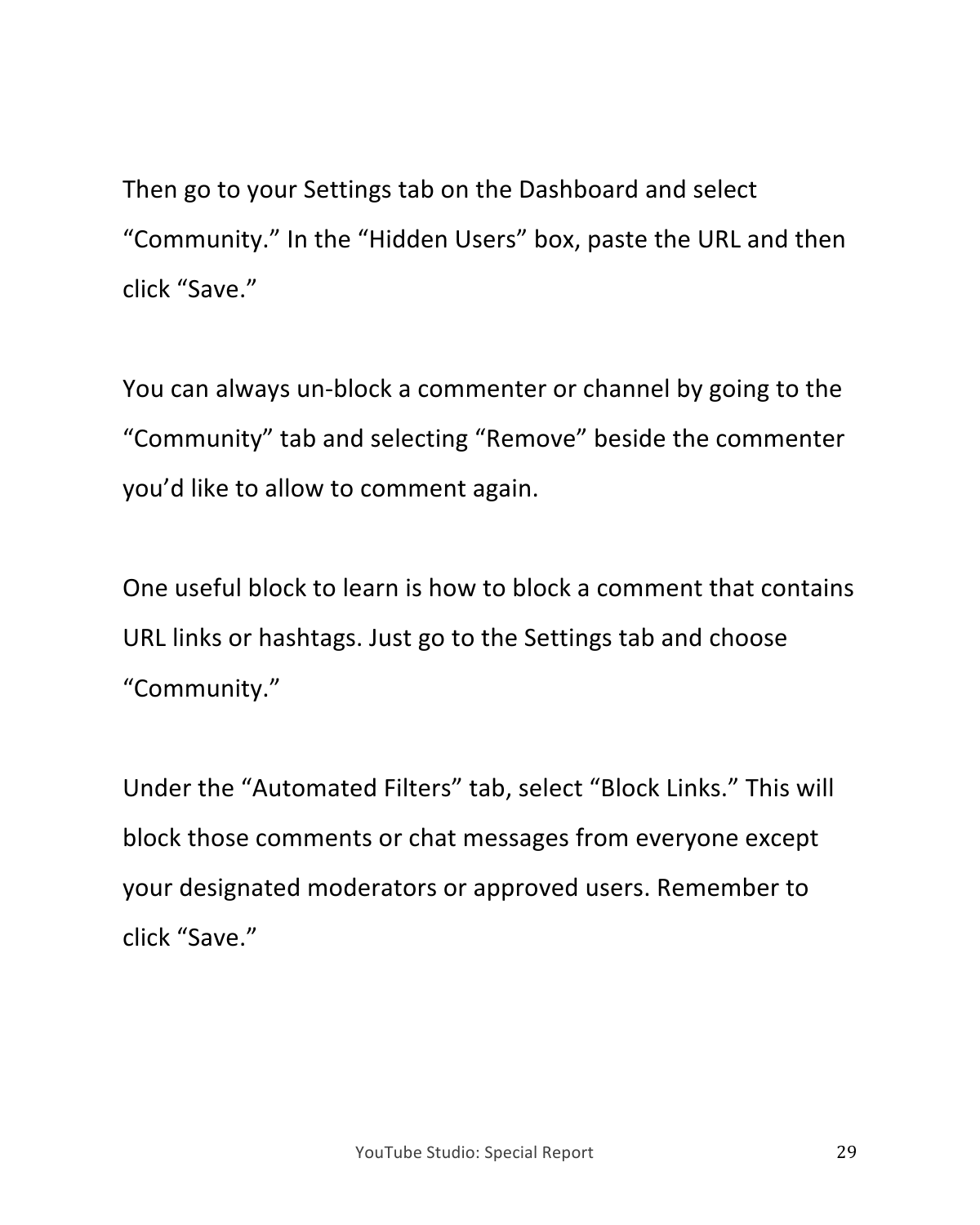Then go to your Settings tab on the Dashboard and select "Community." In the "Hidden Users" box, paste the URL and then click "Save."

You can always un-block a commenter or channel by going to the "Community" tab and selecting "Remove" beside the commenter you'd like to allow to comment again.

One useful block to learn is how to block a comment that contains URL links or hashtags. Just go to the Settings tab and choose "Community."

Under the "Automated Filters" tab, select "Block Links." This will block those comments or chat messages from everyone except your designated moderators or approved users. Remember to click "Save."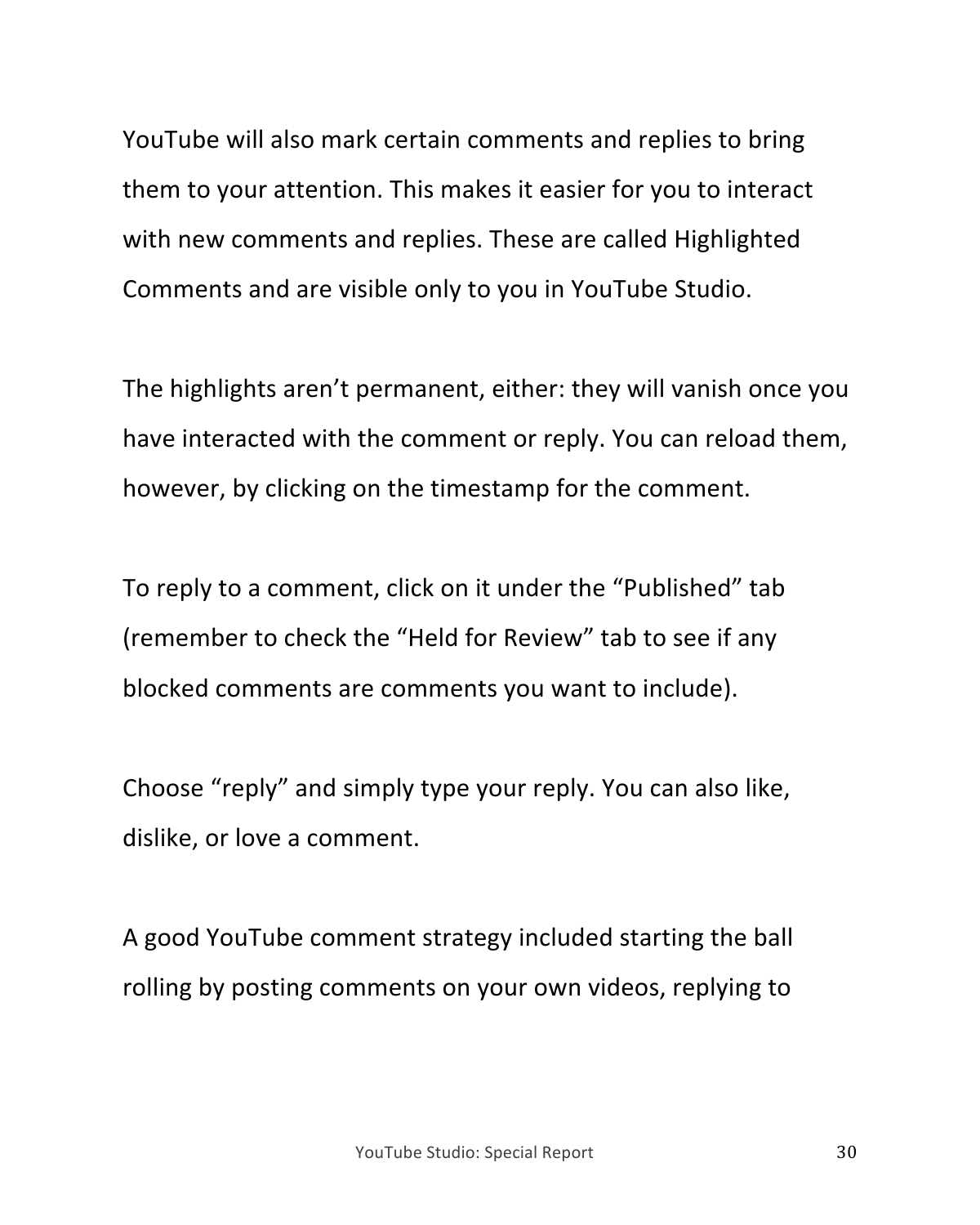YouTube will also mark certain comments and replies to bring them to your attention. This makes it easier for you to interact with new comments and replies. These are called Highlighted Comments and are visible only to you in YouTube Studio.

The highlights aren't permanent, either: they will vanish once you have interacted with the comment or reply. You can reload them, however, by clicking on the timestamp for the comment.

To reply to a comment, click on it under the "Published" tab (remember to check the "Held for Review" tab to see if any blocked comments are comments you want to include).

Choose "reply" and simply type your reply. You can also like, dislike, or love a comment.

A good YouTube comment strategy included starting the ball rolling by posting comments on your own videos, replying to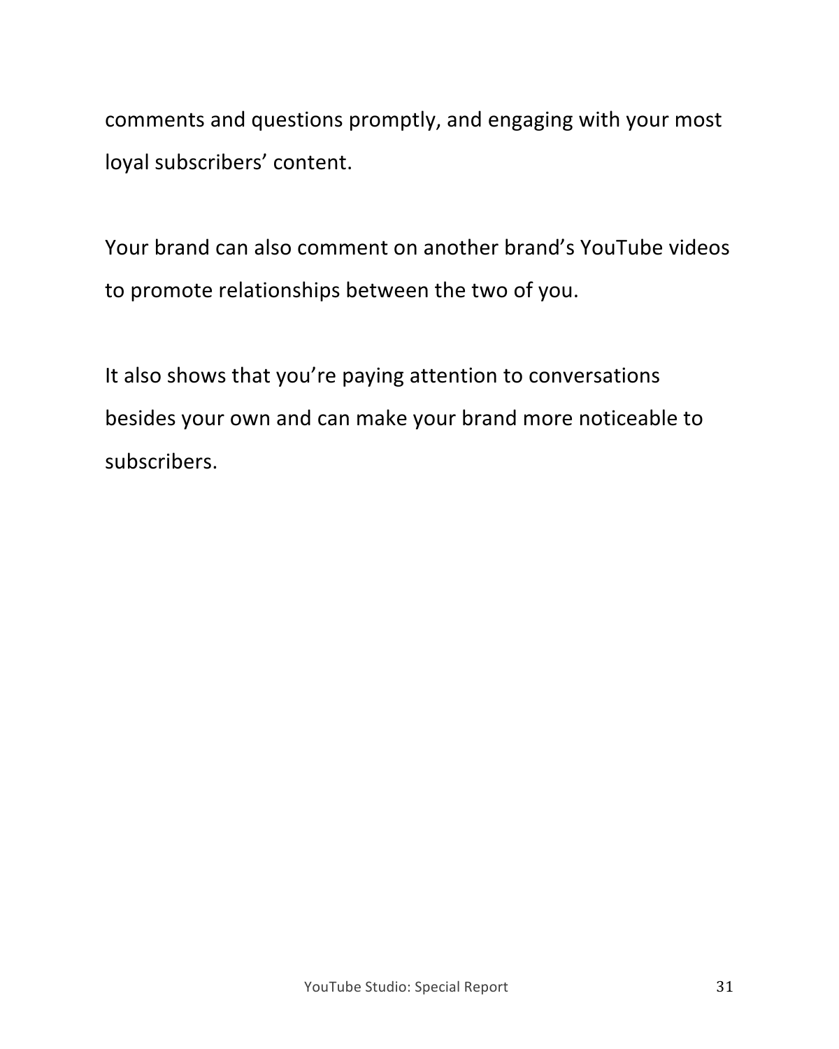comments and questions promptly, and engaging with your most loyal subscribers' content.

Your brand can also comment on another brand's YouTube videos to promote relationships between the two of you.

It also shows that you're paying attention to conversations besides your own and can make your brand more noticeable to subscribers.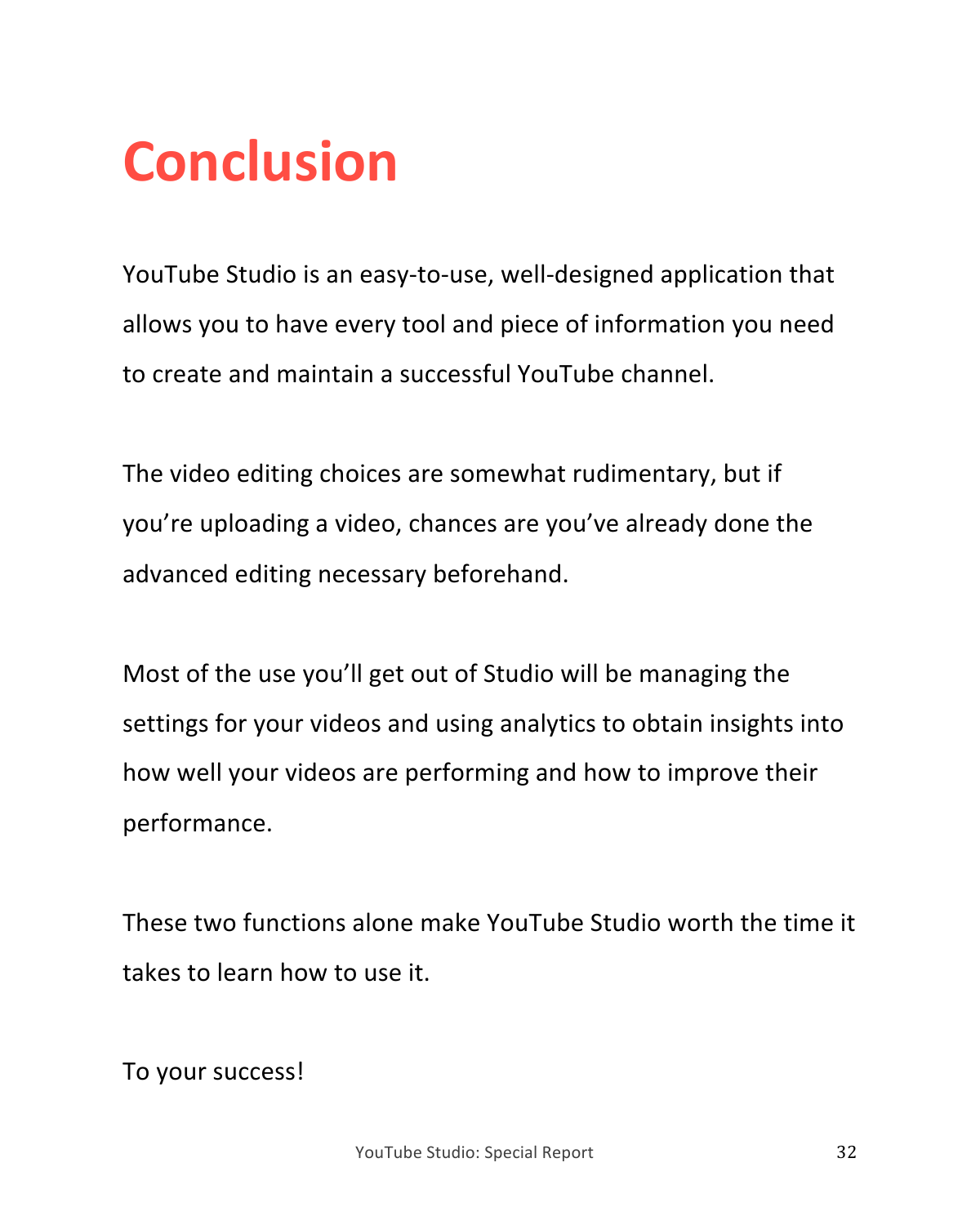# Conclusion

YouTube Studio is an easy-to-use, well-designed application that allows you to have every tool and piece of information you need to create and maintain a successful YouTube channel.

The video editing choices are somewhat rudimentary, but if you're uploading a video, chances are you've already done the advanced editing necessary beforehand.

Most of the use you'll get out of Studio will be managing the settings for your videos and using analytics to obtain insights into how well your videos are performing and how to improve their performance.

These two functions alone make YouTube Studio worth the time it takes to learn how to use it.

To your success!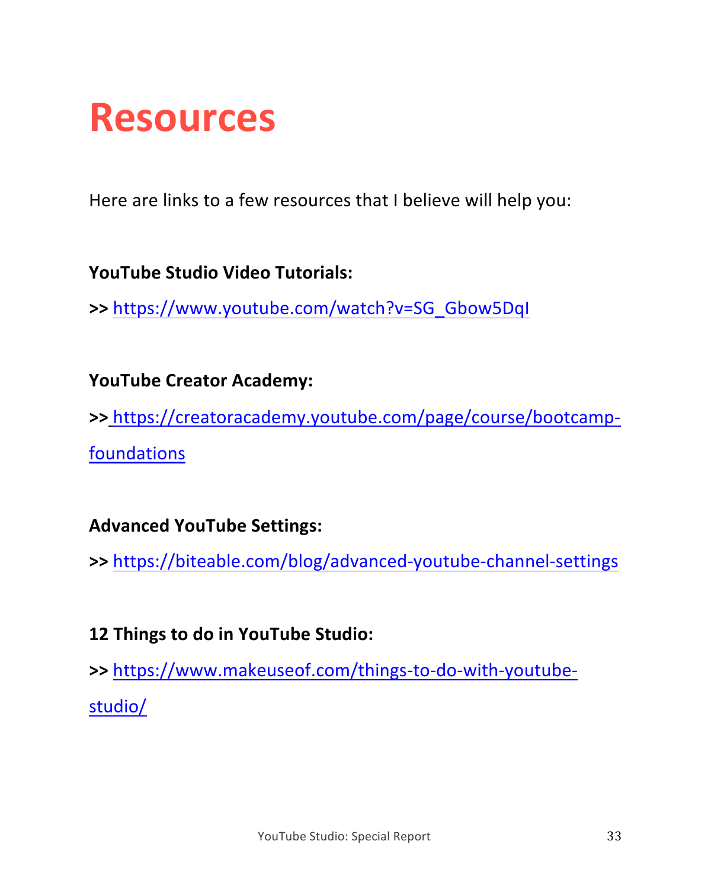# Resources

Here are links to a few resources that I believe will help you:

**YouTube Studio Video Tutorials:**

**>>** https://www.youtube.com/watch?v=SG_Gbow5DqI

**YouTube Creator Academy:**

**>>** https://creatoracademy.youtube.com/page/course/bootcamp-foundations

**Advanced YouTube Settings:**

**>>** https://biteable.com/blog/advanced-youtube-channel-settings

**12 Things to do in YouTube Studio:**

**>>** https://www.makeuseof.com/things-to-do-with-youtube-studio/